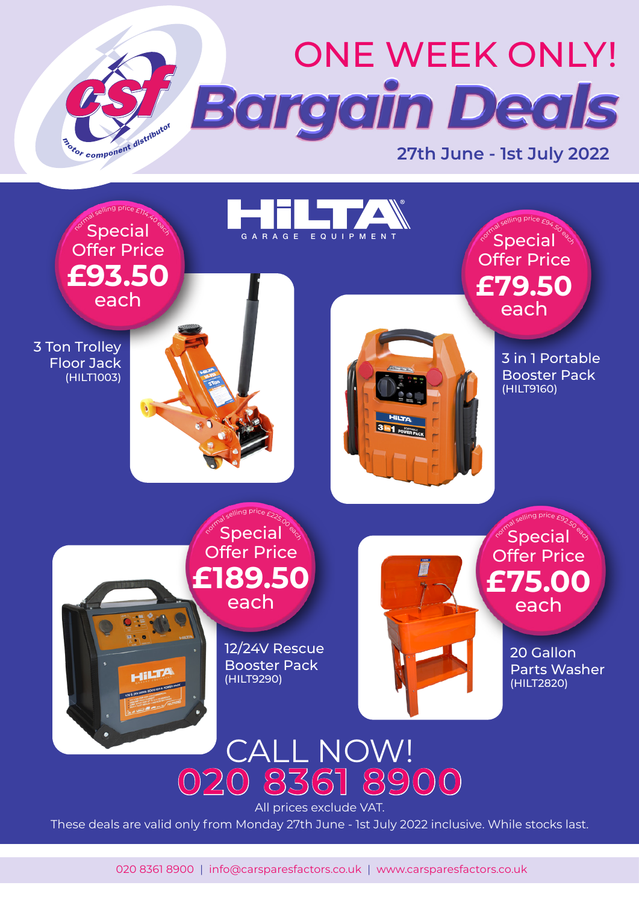csf

motor component distributor

# ONE WEEK ONLY!

# Bargain Deals

**27th June - 1st July 2022**

HiLTA GARAGE EQUIPMENT

normal selling price £114.40 each

Special Offer Price **£93.50** each

3 Ton Trolley Floor Jack (HILT1003)

normal selling price £94.50 each

Special Offer Price **£79.50** each

3 in 1 Portable Booster Pack (HILT9160)

normal selling price £225.00 each

Special Offer Price **£189.50** each

12/24V Rescue Booster Pack (HILT9290)

normal selling price £92.50 each

Special Offer Price **£75.00** each

20 Gallon Parts Washer (HILT2820)

## CALL NOW!

## 020 8361 8900

All prices exclude VAT.

These deals are valid only from Monday 27th June - 1st July 2022 inclusive. While stocks last.

020 8361 8900 | info@carsparesfactors.co.uk | www.carsparesfactors.co.uk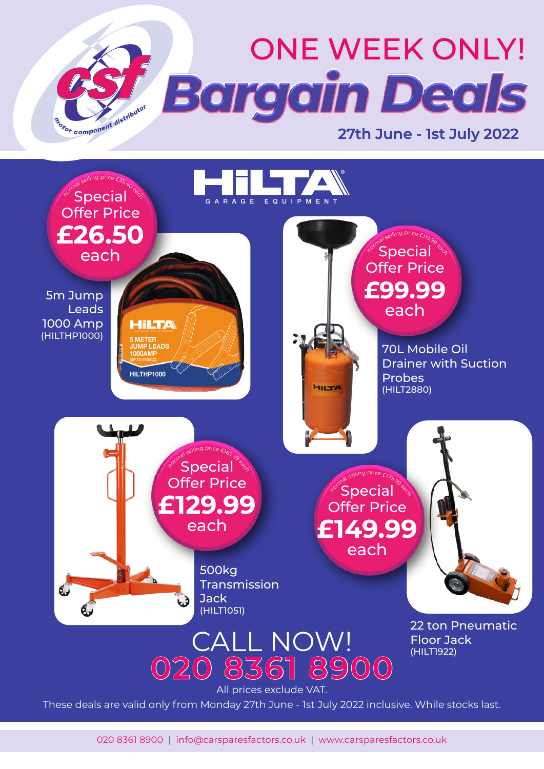csf
motor component distributor

# ONE WEEK ONLY!

# Bargain Deals

**27th June - 1st July 2022**

HiLTA
GARAGE EQUIPMENT

normal selling price £35.40 each
Special Offer Price
**£26.50**
each

5m Jump Leads 1000 Amp
(HILTHP1000)

normal selling price £119.99 each
Special Offer Price
**£99.99**
each

70L Mobile Oil Drainer with Suction Probes
(HILT2880)

normal selling price £169.99 each
Special Offer Price
**£129.99**
each

500kg Transmission Jack
(HILT1051)

normal selling price £179.99 each
Special Offer Price
**£149.99**
each

22 ton Pneumatic Floor Jack
(HILT1922)

## CALL NOW!

## 020 8361 8900

All prices exclude VAT.

These deals are valid only from Monday 27th June - 1st July 2022 inclusive. While stocks last.

020 8361 8900 | info@carsparesfactors.co.uk | www.carsparesfactors.co.uk